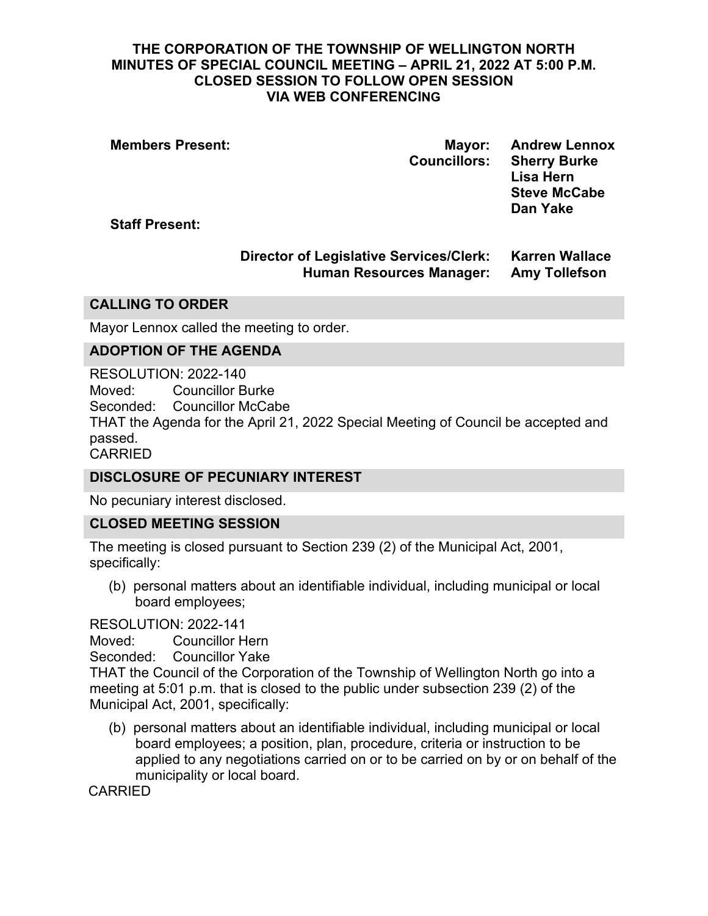**THE CORPORATION OF THE TOWNSHIP OF WELLINGTON NORTH**
**MINUTES OF SPECIAL COUNCIL MEETING – APRIL 21, 2022 AT 5:00 P.M.**
**CLOSED SESSION TO FOLLOW OPEN SESSION**
**VIA WEB CONFERENCING**

**Members Present:**

| | | |
|---|---|---|
| | **Mayor:** | **Andrew Lennox** |
| | **Councillors:** | **Sherry Burke** |
| | | **Lisa Hern** |
| | | **Steve McCabe** |
| | | **Dan Yake** |

**Staff Present:**

| | |
|---|---|
| **Director of Legislative Services/Clerk:** | **Karren Wallace** |
| **Human Resources Manager:** | **Amy Tollefson** |

## CALLING TO ORDER

Mayor Lennox called the meeting to order.

## ADOPTION OF THE AGENDA

RESOLUTION: 2022-140
Moved: Councillor Burke
Seconded: Councillor McCabe
THAT the Agenda for the April 21, 2022 Special Meeting of Council be accepted and passed.
CARRIED

## DISCLOSURE OF PECUNIARY INTEREST

No pecuniary interest disclosed.

## CLOSED MEETING SESSION

The meeting is closed pursuant to Section 239 (2) of the Municipal Act, 2001, specifically:

(b) personal matters about an identifiable individual, including municipal or local board employees;

RESOLUTION: 2022-141
Moved: Councillor Hern
Seconded: Councillor Yake
THAT the Council of the Corporation of the Township of Wellington North go into a meeting at 5:01 p.m. that is closed to the public under subsection 239 (2) of the Municipal Act, 2001, specifically:

(b) personal matters about an identifiable individual, including municipal or local board employees; a position, plan, procedure, criteria or instruction to be applied to any negotiations carried on or to be carried on by or on behalf of the municipality or local board.

CARRIED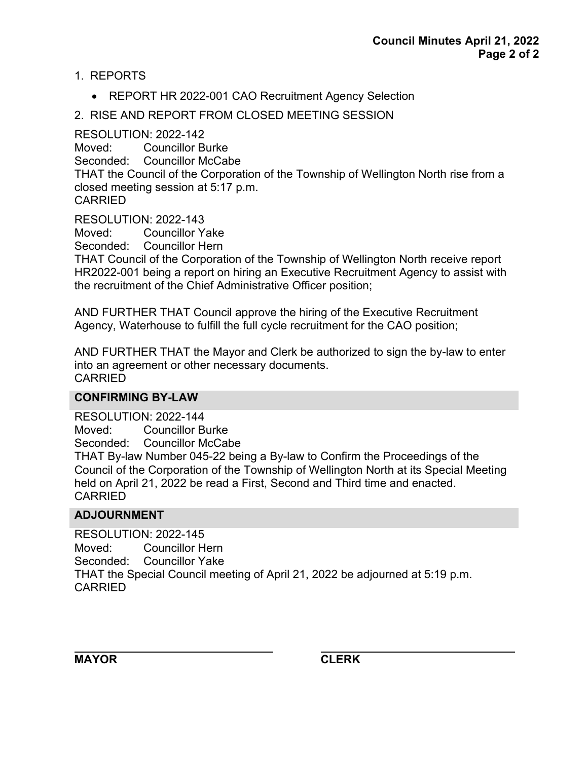1. REPORTS
    - REPORT HR 2022-001 CAO Recruitment Agency Selection
2. RISE AND REPORT FROM CLOSED MEETING SESSION

RESOLUTION: 2022-142
Moved: Councillor Burke
Seconded: Councillor McCabe
THAT the Council of the Corporation of the Township of Wellington North rise from a closed meeting session at 5:17 p.m.
CARRIED

RESOLUTION: 2022-143
Moved: Councillor Yake
Seconded: Councillor Hern
THAT Council of the Corporation of the Township of Wellington North receive report HR2022-001 being a report on hiring an Executive Recruitment Agency to assist with the recruitment of the Chief Administrative Officer position;

AND FURTHER THAT Council approve the hiring of the Executive Recruitment Agency, Waterhouse to fulfill the full cycle recruitment for the CAO position;

AND FURTHER THAT the Mayor and Clerk be authorized to sign the by-law to enter into an agreement or other necessary documents.
CARRIED

## CONFIRMING BY-LAW

RESOLUTION: 2022-144
Moved: Councillor Burke
Seconded: Councillor McCabe
THAT By-law Number 045-22 being a By-law to Confirm the Proceedings of the Council of the Corporation of the Township of Wellington North at its Special Meeting held on April 21, 2022 be read a First, Second and Third time and enacted.
CARRIED

## ADJOURNMENT

RESOLUTION: 2022-145
Moved: Councillor Hern
Seconded: Councillor Yake
THAT the Special Council meeting of April 21, 2022 be adjourned at 5:19 p.m.
CARRIED

______________________________ ______________________________

**MAYOR** **CLERK**